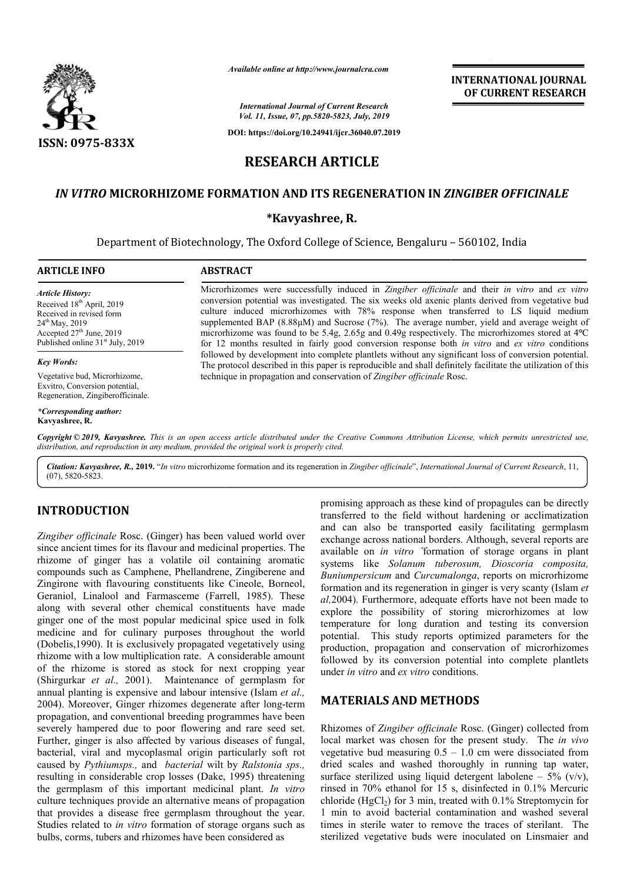*Available online at http://www.journalcra.com*

*International Journal of Current Research*
*Vol. 11, Issue, 07, pp.5820-5823, July, 2019*

**DOI: https://doi.org/10.24941/ijcr.36040.07.2019**

**ISSN: 0975-833X**

**INTERNATIONAL JOURNAL OF CURRENT RESEARCH**

# RESEARCH ARTICLE

## *IN VITRO* MICRORHIZOME FORMATION AND ITS REGENERATION IN *ZINGIBER OFFICINALE*

**\*Kavyashree, R.**

Department of Biotechnology, The Oxford College of Science, Bengaluru – 560102, India

**ARTICLE INFO**

*Article History:*
Received 18th April, 2019
Received in revised form 24th May, 2019
Accepted 27th June, 2019
Published online 31st July, 2019

*Key Words:*
Vegetative bud, Microrhizome, Exvitro, Conversion potential, Regeneration, Zingiberofficinale.

*\*Corresponding author:*
**Kavyashree, R.**

**ABSTRACT**

Microrhizomes were successfully induced in *Zingiber officinale* and their *in vitro* and *ex vitro* conversion potential was investigated. The six weeks old axenic plants derived from vegetative bud culture induced microrhizomes with 78% response when transferred to LS liquid medium supplemented BAP (8.88µM) and Sucrose (7%). The average number, yield and average weight of microrhizome was found to be 5.4g, 2.65g and 0.49g respectively. The microrhizomes stored at 4°C for 12 months resulted in fairly good conversion response both *in vitro* and *ex vitro* conditions followed by development into complete plantlets without any significant loss of conversion potential. The protocol described in this paper is reproducible and shall definitely facilitate the utilization of this technique in propagation and conservation of *Zingiber officinale* Rosc.

*Copyright © 2019, Kavyashree. This is an open access article distributed under the Creative Commons Attribution License, which permits unrestricted use, distribution, and reproduction in any medium, provided the original work is properly cited.*

***Citation: Kavyashree, R.,* 2019.** "*In vitro* microrhizome formation and its regeneration in *Zingiber officinale*", *International Journal of Current Research*, 11, (07), 5820-5823.

## INTRODUCTION

*Zingiber officinale* Rosc. (Ginger) has been valued world over since ancient times for its flavour and medicinal properties. The rhizome of ginger has a volatile oil containing aromatic compounds such as Camphene, Phellandrene, Zingiberene and Zingirone with flavouring constituents like Cineole, Borneol, Geraniol, Linalool and Farmasceme (Farrell, 1985). These along with several other chemical constituents have made ginger one of the most popular medicinal spice used in folk medicine and for culinary purposes throughout the world (Dobelis,1990). It is exclusively propagated vegetatively using rhizome with a low multiplication rate. A considerable amount of the rhizome is stored as stock for next cropping year (Shirgurkar *et al.,* 2001). Maintenance of germplasm for annual planting is expensive and labour intensive (Islam *et al.,* 2004). Moreover, Ginger rhizomes degenerate after long-term propagation, and conventional breeding programmes have been severely hampered due to poor flowering and rare seed set. Further, ginger is also affected by various diseases of fungal, bacterial, viral and mycoplasmal origin particularly soft rot caused by *Pythiumsps.,* and *bacterial* wilt by *Ralstonia sps.,* resulting in considerable crop losses (Dake, 1995) threatening the germplasm of this important medicinal plant. *In vitro* culture techniques provide an alternative means of propagation that provides a disease free germplasm throughout the year. Studies related to *in vitro* formation of storage organs such as bulbs, corms, tubers and rhizomes have been considered as promising approach as these kind of propagules can be directly transferred to the field without hardening or acclimatization and can also be transported easily facilitating germplasm exchange across national borders. Although, several reports are available on *in vitro* formation of storage organs in plant systems like *Solanum tuberosum, Dioscoria composita, Buniumpersicum* and *Curcumalonga*, reports on microrhizome formation and its regeneration in ginger is very scanty (Islam *et al,*2004). Furthermore, adequate efforts have not been made to explore the possibility of storing microrhizomes at low temperature for long duration and testing its conversion potential. This study reports optimized parameters for the production, propagation and conservation of microrhizomes followed by its conversion potential into complete plantlets under *in vitro* and *ex vitro* conditions.

## MATERIALS AND METHODS

Rhizomes of *Zingiber officinale* Rosc. (Ginger) collected from local market was chosen for the present study. The *in vivo* vegetative bud measuring 0.5 – 1.0 cm were dissociated from dried scales and washed thoroughly in running tap water, surface sterilized using liquid detergent labolene – 5% (v/v), rinsed in 70% ethanol for 15 s, disinfected in 0.1% Mercuric chloride ($HgCl_2$) for 3 min, treated with 0.1% Streptomycin for 1 min to avoid bacterial contamination and washed several times in sterile water to remove the traces of sterilant. The sterilized vegetative buds were inoculated on Linsmaier and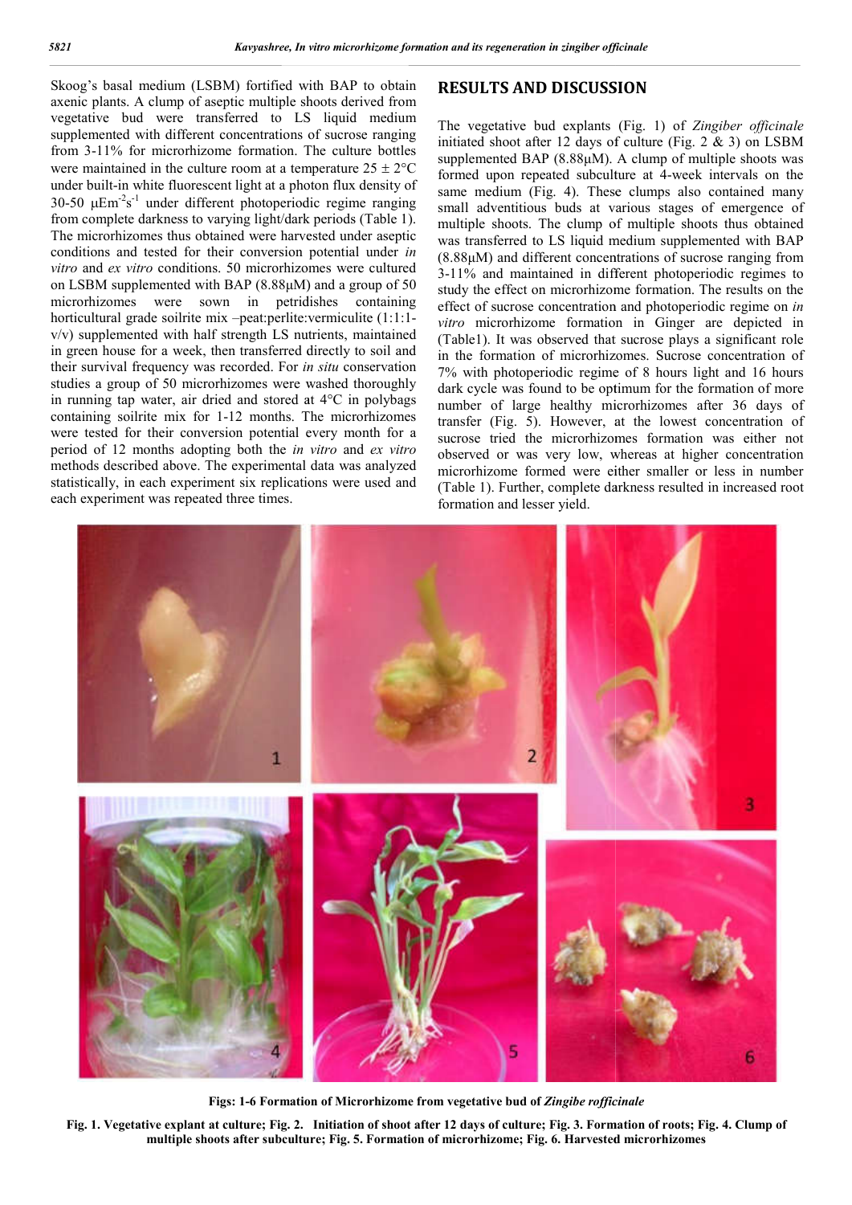Skoog's basal medium (LSBM) fortified with BAP to obtain axenic plants. A clump of aseptic multiple shoots derived from vegetative bud were transferred to LS liquid medium supplemented with different concentrations of sucrose ranging from 3-11% for microrhizome formation. The culture bottles were maintained in the culture room at a temperature $25 \pm 2°C$ under built-in white fluorescent light at a photon flux density of 30-50 $\mu Em^{-2}s^{-1}$ under different photoperiodic regime ranging from complete darkness to varying light/dark periods (Table 1). The microrhizomes thus obtained were harvested under aseptic conditions and tested for their conversion potential under *in vitro* and *ex vitro* conditions. 50 microrhizomes were cultured on LSBM supplemented with BAP (8.88μM) and a group of 50 microrhizomes were sown in petridishes containing horticultural grade soilrite mix –peat:perlite:vermiculite (1:1:1-v/v) supplemented with half strength LS nutrients, maintained in green house for a week, then transferred directly to soil and their survival frequency was recorded. For *in situ* conservation studies a group of 50 microrhizomes were washed thoroughly in running tap water, air dried and stored at 4°C in polybags containing soilrite mix for 1-12 months. The microrhizomes were tested for their conversion potential every month for a period of 12 months adopting both the *in vitro* and *ex vitro* methods described above. The experimental data was analyzed statistically, in each experiment six replications were used and each experiment was repeated three times.

## RESULTS AND DISCUSSION

The vegetative bud explants (Fig. 1) of *Zingiber officinale* initiated shoot after 12 days of culture (Fig. 2 & 3) on LSBM supplemented BAP (8.88μM). A clump of multiple shoots was formed upon repeated subculture at 4-week intervals on the same medium (Fig. 4). These clumps also contained many small adventitious buds at various stages of emergence of multiple shoots. The clump of multiple shoots thus obtained was transferred to LS liquid medium supplemented with BAP (8.88μM) and different concentrations of sucrose ranging from 3-11% and maintained in different photoperiodic regimes to study the effect on microrhizome formation. The results on the effect of sucrose concentration and photoperiodic regime on *in vitro* microrhizome formation in Ginger are depicted in (Table1). It was observed that sucrose plays a significant role in the formation of microrhizomes. Sucrose concentration of 7% with photoperiodic regime of 8 hours light and 16 hours dark cycle was found to be optimum for the formation of more number of large healthy microrhizomes after 36 days of transfer (Fig. 5). However, at the lowest concentration of sucrose tried the microrhizomes formation was either not observed or was very low, whereas at higher concentration microrhizome formed were either smaller or less in number (Table 1). Further, complete darkness resulted in increased root formation and lesser yield.

**Figs: 1-6 Formation of Microrhizome from vegetative bud of *Zingibe rofficinale***

**Fig. 1. Vegetative explant at culture; Fig. 2. Initiation of shoot after 12 days of culture; Fig. 3. Formation of roots; Fig. 4. Clump of multiple shoots after subculture; Fig. 5. Formation of microrhizome; Fig. 6. Harvested microrhizomes**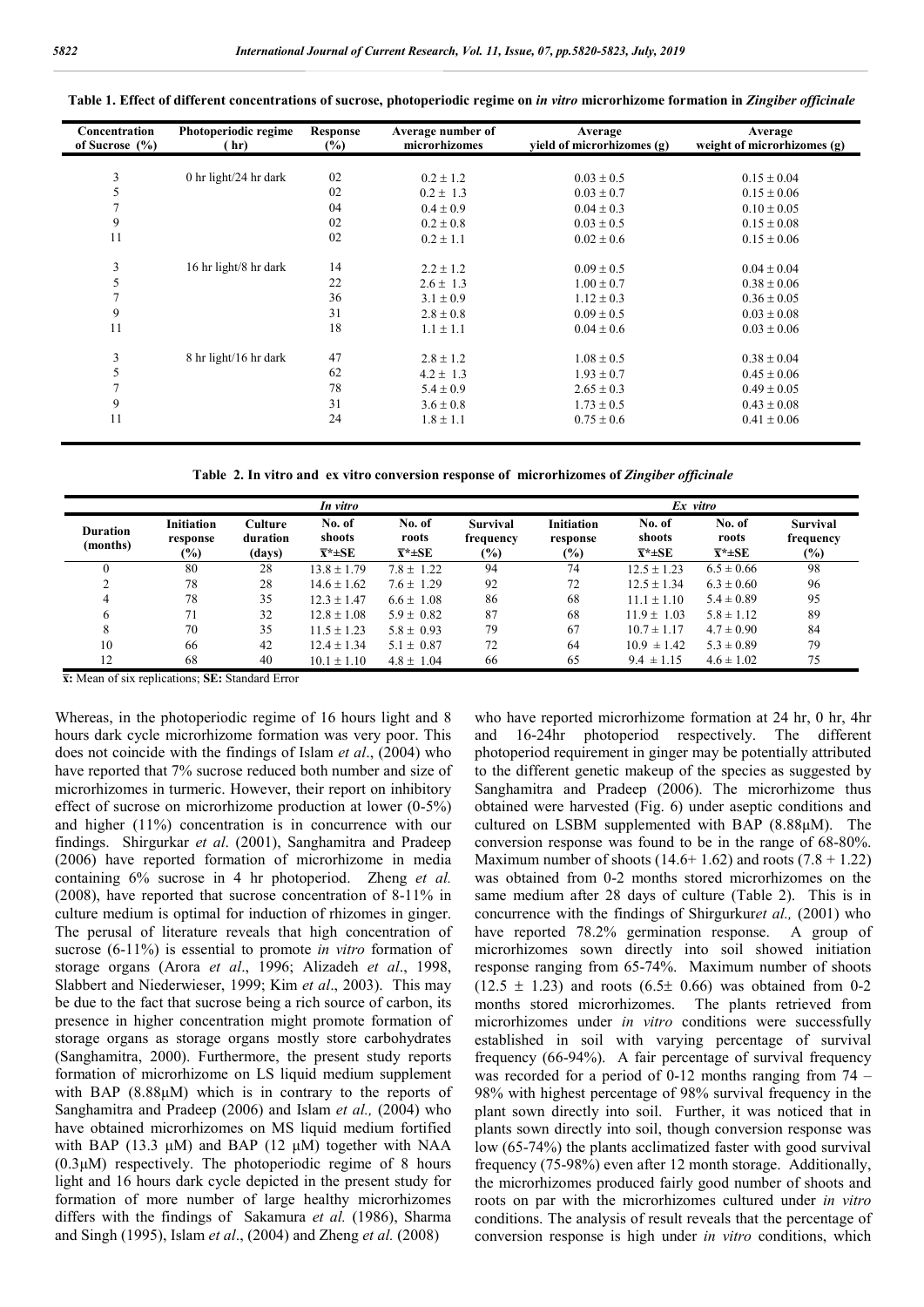**Table 1. Effect of different concentrations of sucrose, photoperiodic regime on *in vitro* microrhizome formation in *Zingiber officinale***

| Concentration of Sucrose (%) | Photoperiodic regime (hr) | Response (%) | Average number of microrhizomes | Average yield of microrhizomes (g) | Average weight of microrhizomes (g) |
|---|---|---|---|---|---|
| 3 | 0 hr light/24 hr dark | 02 | 0.2 ± 1.2 | 0.03 ± 0.5 | 0.15 ± 0.04 |
| 5 | | 02 | 0.2 ± 1.3 | 0.03 ± 0.7 | 0.15 ± 0.06 |
| 7 | | 04 | 0.4 ± 0.9 | 0.04 ± 0.3 | 0.10 ± 0.05 |
| 9 | | 02 | 0.2 ± 0.8 | 0.03 ± 0.5 | 0.15 ± 0.08 |
| 11 | | 02 | 0.2 ± 1.1 | 0.02 ± 0.6 | 0.15 ± 0.06 |
| 3 | 16 hr light/8 hr dark | 14 | 2.2 ± 1.2 | 0.09 ± 0.5 | 0.04 ± 0.04 |
| 5 | | 22 | 2.6 ± 1.3 | 1.00 ± 0.7 | 0.38 ± 0.06 |
| 7 | | 36 | 3.1 ± 0.9 | 1.12 ± 0.3 | 0.36 ± 0.05 |
| 9 | | 31 | 2.8 ± 0.8 | 0.09 ± 0.5 | 0.03 ± 0.08 |
| 11 | | 18 | 1.1 ± 1.1 | 0.04 ± 0.6 | 0.03 ± 0.06 |
| 3 | 8 hr light/16 hr dark | 47 | 2.8 ± 1.2 | 1.08 ± 0.5 | 0.38 ± 0.04 |
| 5 | | 62 | 4.2 ± 1.3 | 1.93 ± 0.7 | 0.45 ± 0.06 |
| 7 | | 78 | 5.4 ± 0.9 | 2.65 ± 0.3 | 0.49 ± 0.05 |
| 9 | | 31 | 3.6 ± 0.8 | 1.73 ± 0.5 | 0.43 ± 0.08 |
| 11 | | 24 | 1.8 ± 1.1 | 0.75 ± 0.6 | 0.41 ± 0.06 |

**Table 2. In vitro and ex vitro conversion response of microrhizomes of *Zingiber officinale***

| | *In vitro* | | | | | *Ex vitro* | | | |
|---|---|---|---|---|---|---|---|---|---|
| Duration (months) | Initiation response (%) | Culture duration (days) | No. of shoots $\bar{x}$*±SE | No. of roots $\bar{x}$*±SE | Survival frequency (%) | Initiation response (%) | No. of shoots $\bar{x}$*±SE | No. of roots $\bar{x}$*±SE | Survival frequency (%) |
| 0 | 80 | 28 | 13.8 ± 1.79 | 7.8 ± 1.22 | 94 | 74 | 12.5 ± 1.23 | 6.5 ± 0.66 | 98 |
| 2 | 78 | 28 | 14.6 ± 1.62 | 7.6 ± 1.29 | 92 | 72 | 12.5 ± 1.34 | 6.3 ± 0.60 | 96 |
| 4 | 78 | 35 | 12.3 ± 1.47 | 6.6 ± 1.08 | 86 | 68 | 11.1 ± 1.10 | 5.4 ± 0.89 | 95 |
| 6 | 71 | 32 | 12.8 ± 1.08 | 5.9 ± 0.82 | 87 | 68 | 11.9 ± 1.03 | 5.8 ± 1.12 | 89 |
| 8 | 70 | 35 | 11.5 ± 1.23 | 5.8 ± 0.93 | 79 | 67 | 10.7 ± 1.17 | 4.7 ± 0.90 | 84 |
| 10 | 66 | 42 | 12.4 ± 1.34 | 5.1 ± 0.87 | 72 | 64 | 10.9 ± 1.42 | 5.3 ± 0.89 | 79 |
| 12 | 68 | 40 | 10.1 ± 1.10 | 4.8 ± 1.04 | 66 | 65 | 9.4 ± 1.15 | 4.6 ± 1.02 | 75 |

**$\bar{x}$:** Mean of six replications; **SE:** Standard Error

Whereas, in the photoperiodic regime of 16 hours light and 8 hours dark cycle microrhizome formation was very poor. This does not coincide with the findings of Islam *et al*., (2004) who have reported that 7% sucrose reduced both number and size of microrhizomes in turmeric. However, their report on inhibitory effect of sucrose on microrhizome production at lower (0-5%) and higher (11%) concentration is in concurrence with our findings. Shirgurkar *et al*. (2001), Sanghamitra and Pradeep (2006) have reported formation of microrhizome in media containing 6% sucrose in 4 hr photoperiod. Zheng *et al.* (2008), have reported that sucrose concentration of 8-11% in culture medium is optimal for induction of rhizomes in ginger. The perusal of literature reveals that high concentration of sucrose (6-11%) is essential to promote *in vitro* formation of storage organs (Arora *et al*., 1996; Alizadeh *et al*., 1998, Slabbert and Niederwieser, 1999; Kim *et al*., 2003). This may be due to the fact that sucrose being a rich source of carbon, its presence in higher concentration might promote formation of storage organs as storage organs mostly store carbohydrates (Sanghamitra, 2000). Furthermore, the present study reports formation of microrhizome on LS liquid medium supplement with BAP (8.88μM) which is in contrary to the reports of Sanghamitra and Pradeep (2006) and Islam *et al.,* (2004) who have obtained microrhizomes on MS liquid medium fortified with BAP (13.3 μM) and BAP (12 μM) together with NAA (0.3μM) respectively. The photoperiodic regime of 8 hours light and 16 hours dark cycle depicted in the present study for formation of more number of large healthy microrhizomes differs with the findings of Sakamura *et al.* (1986), Sharma and Singh (1995), Islam *et al*., (2004) and Zheng *et al.* (2008) who have reported microrhizome formation at 24 hr, 0 hr, 4hr and 16-24hr photoperiod respectively. The different photoperiod requirement in ginger may be potentially attributed to the different genetic makeup of the species as suggested by Sanghamitra and Pradeep (2006). The microrhizome thus obtained were harvested (Fig. 6) under aseptic conditions and cultured on LSBM supplemented with BAP (8.88μM). The conversion response was found to be in the range of 68-80%. Maximum number of shoots (14.6+ 1.62) and roots (7.8 + 1.22) was obtained from 0-2 months stored microrhizomes on the same medium after 28 days of culture (Table 2). This is in concurrence with the findings of Shirgurkur*et al.,* (2001) who have reported 78.2% germination response. A group of microrhizomes sown directly into soil showed initiation response ranging from 65-74%. Maximum number of shoots (12.5 ± 1.23) and roots (6.5± 0.66) was obtained from 0-2 months stored microrhizomes. The plants retrieved from microrhizomes under *in vitro* conditions were successfully established in soil with varying percentage of survival frequency (66-94%). A fair percentage of survival frequency was recorded for a period of 0-12 months ranging from 74 – 98% with highest percentage of 98% survival frequency in the plant sown directly into soil. Further, it was noticed that in plants sown directly into soil, though conversion response was low (65-74%) the plants acclimatized faster with good survival frequency (75-98%) even after 12 month storage. Additionally, the microrhizomes produced fairly good number of shoots and roots on par with the microrhizomes cultured under *in vitro* conditions. The analysis of result reveals that the percentage of conversion response is high under *in vitro* conditions, which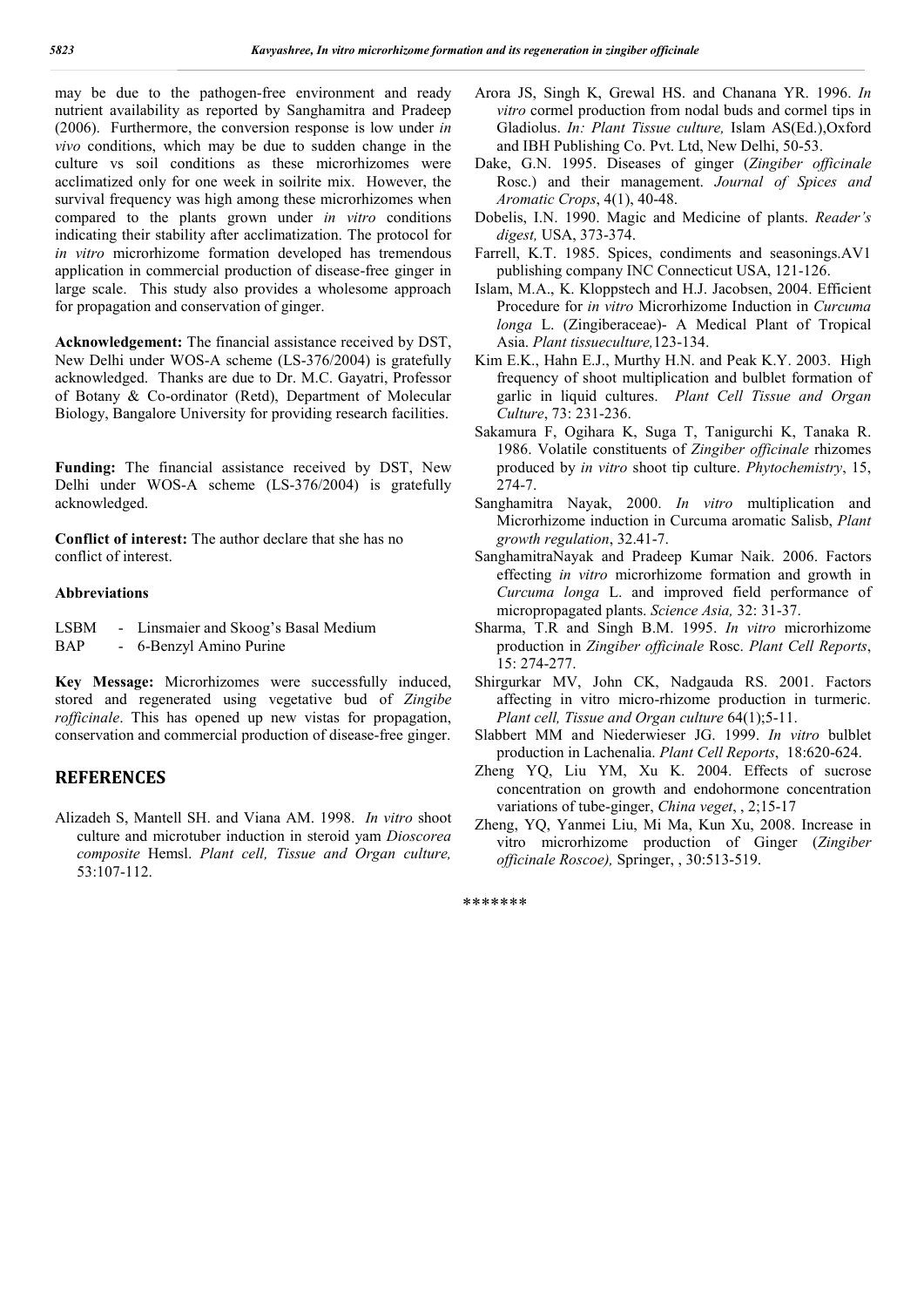may be due to the pathogen-free environment and ready nutrient availability as reported by Sanghamitra and Pradeep (2006). Furthermore, the conversion response is low under *in vivo* conditions, which may be due to sudden change in the culture vs soil conditions as these microrhizomes were acclimatized only for one week in soilrite mix. However, the survival frequency was high among these microrhizomes when compared to the plants grown under *in vitro* conditions indicating their stability after acclimatization. The protocol for *in vitro* microrhizome formation developed has tremendous application in commercial production of disease-free ginger in large scale. This study also provides a wholesome approach for propagation and conservation of ginger.

**Acknowledgement:** The financial assistance received by DST, New Delhi under WOS-A scheme (LS-376/2004) is gratefully acknowledged. Thanks are due to Dr. M.C. Gayatri, Professor of Botany & Co-ordinator (Retd), Department of Molecular Biology, Bangalore University for providing research facilities.

**Funding:** The financial assistance received by DST, New Delhi under WOS-A scheme (LS-376/2004) is gratefully acknowledged.

**Conflict of interest:** The author declare that she has no conflict of interest.

**Abbreviations**

LSBM - Linsmaier and Skoog's Basal Medium
BAP - 6-Benzyl Amino Purine

**Key Message:** Microrhizomes were successfully induced, stored and regenerated using vegetative bud of *Zingibe rofficinale*. This has opened up new vistas for propagation, conservation and commercial production of disease-free ginger.

## REFERENCES

Alizadeh S, Mantell SH. and Viana AM. 1998. *In vitro* shoot culture and microtuber induction in steroid yam *Dioscorea composite* Hemsl. *Plant cell, Tissue and Organ culture,* 53:107-112.

Arora JS, Singh K, Grewal HS. and Chanana YR. 1996. *In vitro* cormel production from nodal buds and cormel tips in Gladiolus. *In: Plant Tissue culture,* Islam AS(Ed.),Oxford and IBH Publishing Co. Pvt. Ltd, New Delhi, 50-53.

Dake, G.N. 1995. Diseases of ginger (*Zingiber officinale* Rosc.) and their management. *Journal of Spices and Aromatic Crops*, 4(1), 40-48.

Dobelis, I.N. 1990. Magic and Medicine of plants. *Reader's digest,* USA, 373-374.

Farrell, K.T. 1985. Spices, condiments and seasonings.AV1 publishing company INC Connecticut USA, 121-126.

Islam, M.A., K. Kloppstech and H.J. Jacobsen, 2004. Efficient Procedure for *in vitro* Microrhizome Induction in *Curcuma longa* L. (Zingiberaceae)- A Medical Plant of Tropical Asia. *Plant tissueculture,*123-134.

Kim E.K., Hahn E.J., Murthy H.N. and Peak K.Y. 2003. High frequency of shoot multiplication and bulblet formation of garlic in liquid cultures. *Plant Cell Tissue and Organ Culture*, 73: 231-236.

Sakamura F, Ogihara K, Suga T, Tanigurchi K, Tanaka R. 1986. Volatile constituents of *Zingiber officinale* rhizomes produced by *in vitro* shoot tip culture. *Phytochemistry*, 15, 274-7.

Sanghamitra Nayak, 2000. *In vitro* multiplication and Microrhizome induction in Curcuma aromatic Salisb, *Plant growth regulation*, 32.41-7.

SanghamitraNayak and Pradeep Kumar Naik. 2006. Factors effecting *in vitro* microrhizome formation and growth in *Curcuma longa* L. and improved field performance of micropropagated plants. *Science Asia,* 32: 31-37.

Sharma, T.R and Singh B.M. 1995. *In vitro* microrhizome production in *Zingiber officinale* Rosc. *Plant Cell Reports*, 15: 274-277.

Shirgurkar MV, John CK, Nadgauda RS. 2001. Factors affecting in vitro micro-rhizome production in turmeric. *Plant cell, Tissue and Organ culture* 64(1);5-11.

Slabbert MM and Niederwieser JG. 1999. *In vitro* bulblet production in Lachenalia. *Plant Cell Reports*, 18:620-624.

Zheng YQ, Liu YM, Xu K. 2004. Effects of sucrose concentration on growth and endohormone concentration variations of tube-ginger, *China veget*, , 2;15-17

Zheng, YQ, Yanmei Liu, Mi Ma, Kun Xu, 2008. Increase in vitro microrhizome production of Ginger (*Zingiber officinale Roscoe),* Springer, , 30:513-519.

\*\*\*\*\*\*\*